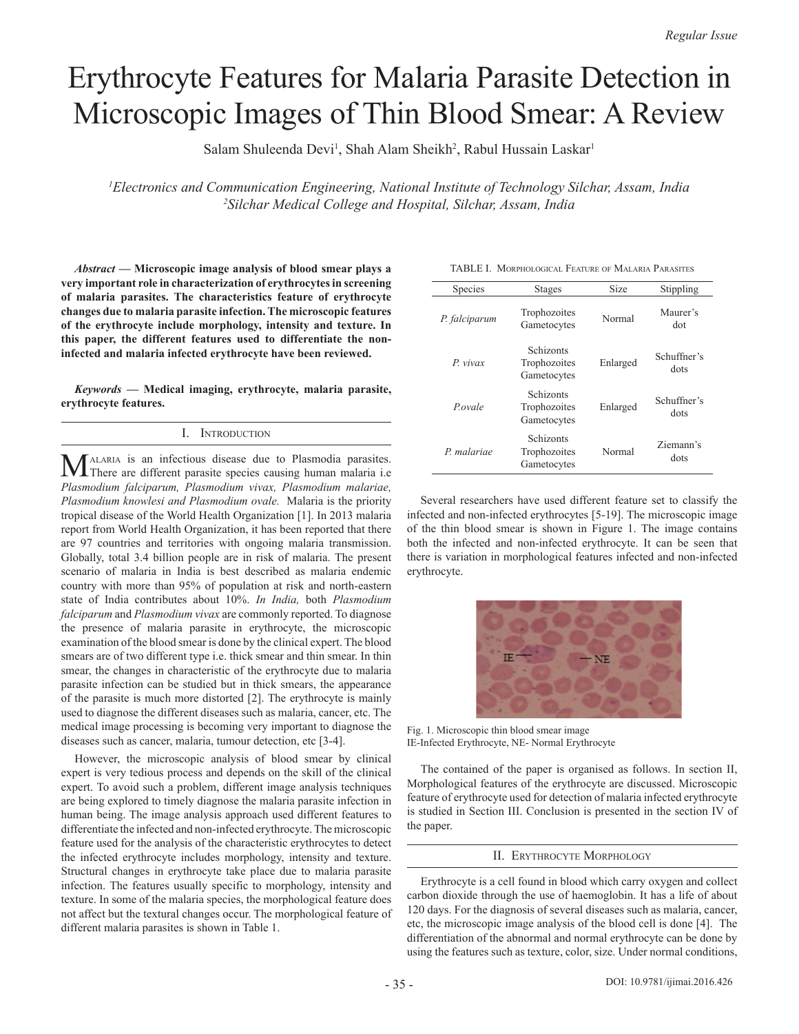# Erythrocyte Features for Malaria Parasite Detection in Microscopic Images of Thin Blood Smear: A Review

Salam Shuleenda Devi[1], Shah Alam Sheikh[2], Rabul Hussain Laskar[1]

[1]*Electronics and Communication Engineering, National Institute of Technology Silchar, Assam, India*
[2]*Silchar Medical College and Hospital, Silchar, Assam, India*

***Abstract* — Microscopic image analysis of blood smear plays a very important role in characterization of erythrocytes in screening of malaria parasites. The characteristics feature of erythrocyte changes due to malaria parasite infection. The microscopic features of the erythrocyte include morphology, intensity and texture. In this paper, the different features used to differentiate the non-infected and malaria infected erythrocyte have been reviewed.**

***Keywords* — Medical imaging, erythrocyte, malaria parasite, erythrocyte features.**

## I. Introduction

Malaria is an infectious disease due to Plasmodia parasites. There are different parasite species causing human malaria i.e *Plasmodium falciparum, Plasmodium vivax, Plasmodium malariae, Plasmodium knowlesi and Plasmodium ovale.* Malaria is the priority tropical disease of the World Health Organization [1]. In 2013 malaria report from World Health Organization, it has been reported that there are 97 countries and territories with ongoing malaria transmission. Globally, total 3.4 billion people are in risk of malaria. The present scenario of malaria in India is best described as malaria endemic country with more than 95% of population at risk and north-eastern state of India contributes about 10%. *In India,* both *Plasmodium falciparum* and *Plasmodium vivax* are commonly reported. To diagnose the presence of malaria parasite in erythrocyte, the microscopic examination of the blood smear is done by the clinical expert. The blood smears are of two different type i.e. thick smear and thin smear. In thin smear, the changes in characteristic of the erythrocyte due to malaria parasite infection can be studied but in thick smears, the appearance of the parasite is much more distorted [2]. The erythrocyte is mainly used to diagnose the different diseases such as malaria, cancer, etc. The medical image processing is becoming very important to diagnose the diseases such as cancer, malaria, tumour detection, etc [3-4].

However, the microscopic analysis of blood smear by clinical expert is very tedious process and depends on the skill of the clinical expert. To avoid such a problem, different image analysis techniques are being explored to timely diagnose the malaria parasite infection in human being. The image analysis approach used different features to differentiate the infected and non-infected erythrocyte. The microscopic feature used for the analysis of the characteristic erythrocytes to detect the infected erythrocyte includes morphology, intensity and texture. Structural changes in erythrocyte take place due to malaria parasite infection. The features usually specific to morphology, intensity and texture. In some of the malaria species, the morphological feature does not affect but the textural changes occur. The morphological feature of different malaria parasites is shown in Table 1.

TABLE I. Morphological Feature of Malaria Parasites

| Species | Stages | Size | Stippling |
|---|---|---|---|
| *P. falciparum* | Trophozoites Gametocytes | Normal | Maurer's dot |
| *P. vivax* | Schizonts Trophozoites Gametocytes | Enlarged | Schuffner's dots |
| *P.ovale* | Schizonts Trophozoites Gametocytes | Enlarged | Schuffner's dots |
| *P. malariae* | Schizonts Trophozoites Gametocytes | Normal | Ziemann's dots |

Several researchers have used different feature set to classify the infected and non-infected erythrocytes [5-19]. The microscopic image of the thin blood smear is shown in Figure 1. The image contains both the infected and non-infected erythrocyte. It can be seen that there is variation in morphological features infected and non-infected erythrocyte.

Fig. 1. Microscopic thin blood smear image
IE-Infected Erythrocyte, NE- Normal Erythrocyte

The contained of the paper is organised as follows. In section II, Morphological features of the erythrocyte are discussed. Microscopic feature of erythrocyte used for detection of malaria infected erythrocyte is studied in Section III. Conclusion is presented in the section IV of the paper.

## II. Erythrocyte Morphology

Erythrocyte is a cell found in blood which carry oxygen and collect carbon dioxide through the use of haemoglobin. It has a life of about 120 days. For the diagnosis of several diseases such as malaria, cancer, etc, the microscopic image analysis of the blood cell is done [4]. The differentiation of the abnormal and normal erythrocyte can be done by using the features such as texture, color, size. Under normal conditions,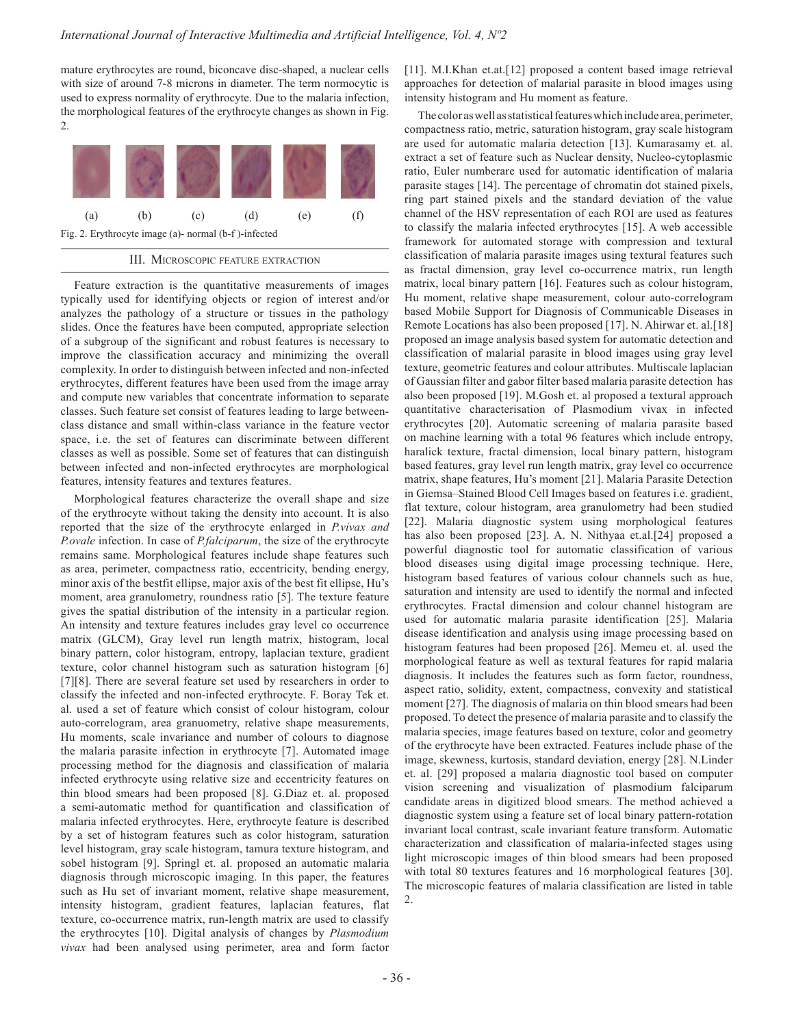mature erythrocytes are round, biconcave disc-shaped, a nuclear cells with size of around 7-8 microns in diameter. The term normocytic is used to express normality of erythrocyte. Due to the malaria infection, the morphological features of the erythrocyte changes as shown in Fig. 2.

(a) (b) (c) (d) (e) (f)

Fig. 2. Erythrocyte image (a)- normal (b-f )-infected

## III. Microscopic feature extraction

Feature extraction is the quantitative measurements of images typically used for identifying objects or region of interest and/or analyzes the pathology of a structure or tissues in the pathology slides. Once the features have been computed, appropriate selection of a subgroup of the significant and robust features is necessary to improve the classification accuracy and minimizing the overall complexity. In order to distinguish between infected and non-infected erythrocytes, different features have been used from the image array and compute new variables that concentrate information to separate classes. Such feature set consist of features leading to large between-class distance and small within-class variance in the feature vector space, i.e. the set of features can discriminate between different classes as well as possible. Some set of features that can distinguish between infected and non-infected erythrocytes are morphological features, intensity features and textures features.

Morphological features characterize the overall shape and size of the erythrocyte without taking the density into account. It is also reported that the size of the erythrocyte enlarged in *P.vivax and P.ovale* infection. In case of *P.falciparum*, the size of the erythrocyte remains same. Morphological features include shape features such as area, perimeter, compactness ratio, eccentricity, bending energy, minor axis of the bestfit ellipse, major axis of the best fit ellipse, Hu's moment, area granulometry, roundness ratio [5]. The texture feature gives the spatial distribution of the intensity in a particular region. An intensity and texture features includes gray level co occurrence matrix (GLCM), Gray level run length matrix, histogram, local binary pattern, color histogram, entropy, laplacian texture, gradient texture, color channel histogram such as saturation histogram [6] [7][8]. There are several feature set used by researchers in order to classify the infected and non-infected erythrocyte. F. Boray Tek et. al. used a set of feature which consist of colour histogram, colour auto-correlogram, area granuometry, relative shape measurements, Hu moments, scale invariance and number of colours to diagnose the malaria parasite infection in erythrocyte [7]. Automated image processing method for the diagnosis and classification of malaria infected erythrocyte using relative size and eccentricity features on thin blood smears had been proposed [8]. G.Diaz et. al. proposed a semi-automatic method for quantification and classification of malaria infected erythrocytes. Here, erythrocyte feature is described by a set of histogram features such as color histogram, saturation level histogram, gray scale histogram, tamura texture histogram, and sobel histogram [9]. Springl et. al. proposed an automatic malaria diagnosis through microscopic imaging. In this paper, the features such as Hu set of invariant moment, relative shape measurement, intensity histogram, gradient features, laplacian features, flat texture, co-occurrence matrix, run-length matrix are used to classify the erythrocytes [10]. Digital analysis of changes by *Plasmodium vivax* had been analysed using perimeter, area and form factor [11]. M.I.Khan et.at.[12] proposed a content based image retrieval approaches for detection of malarial parasite in blood images using intensity histogram and Hu moment as feature.

The color as well as statistical features which include area, perimeter, compactness ratio, metric, saturation histogram, gray scale histogram are used for automatic malaria detection [13]. Kumarasamy et. al. extract a set of feature such as Nuclear density, Nucleo-cytoplasmic ratio, Euler numberare used for automatic identification of malaria parasite stages [14]. The percentage of chromatin dot stained pixels, ring part stained pixels and the standard deviation of the value channel of the HSV representation of each ROI are used as features to classify the malaria infected erythrocytes [15]. A web accessible framework for automated storage with compression and textural classification of malaria parasite images using textural features such as fractal dimension, gray level co-occurrence matrix, run length matrix, local binary pattern [16]. Features such as colour histogram, Hu moment, relative shape measurement, colour auto-correlogram based Mobile Support for Diagnosis of Communicable Diseases in Remote Locations has also been proposed [17]. N. Ahirwar et. al.[18] proposed an image analysis based system for automatic detection and classification of malarial parasite in blood images using gray level texture, geometric features and colour attributes. Multiscale laplacian of Gaussian filter and gabor filter based malaria parasite detection has also been proposed [19]. M.Gosh et. al proposed a textural approach quantitative characterisation of Plasmodium vivax in infected erythrocytes [20]. Automatic screening of malaria parasite based on machine learning with a total 96 features which include entropy, haralick texture, fractal dimension, local binary pattern, histogram based features, gray level run length matrix, gray level co occurrence matrix, shape features, Hu's moment [21]. Malaria Parasite Detection in Giemsa–Stained Blood Cell Images based on features i.e. gradient, flat texture, colour histogram, area granulometry had been studied [22]. Malaria diagnostic system using morphological features has also been proposed [23]. A. N. Nithyaa et.al.[24] proposed a powerful diagnostic tool for automatic classification of various blood diseases using digital image processing technique. Here, histogram based features of various colour channels such as hue, saturation and intensity are used to identify the normal and infected erythrocytes. Fractal dimension and colour channel histogram are used for automatic malaria parasite identification [25]. Malaria disease identification and analysis using image processing based on histogram features had been proposed [26]. Memeu et. al. used the morphological feature as well as textural features for rapid malaria diagnosis. It includes the features such as form factor, roundness, aspect ratio, solidity, extent, compactness, convexity and statistical moment [27]. The diagnosis of malaria on thin blood smears had been proposed. To detect the presence of malaria parasite and to classify the malaria species, image features based on texture, color and geometry of the erythrocyte have been extracted. Features include phase of the image, skewness, kurtosis, standard deviation, energy [28]. N.Linder et. al. [29] proposed a malaria diagnostic tool based on computer vision screening and visualization of plasmodium falciparum candidate areas in digitized blood smears. The method achieved a diagnostic system using a feature set of local binary pattern-rotation invariant local contrast, scale invariant feature transform. Automatic characterization and classification of malaria-infected stages using light microscopic images of thin blood smears had been proposed with total 80 textures features and 16 morphological features [30]. The microscopic features of malaria classification are listed in table 2.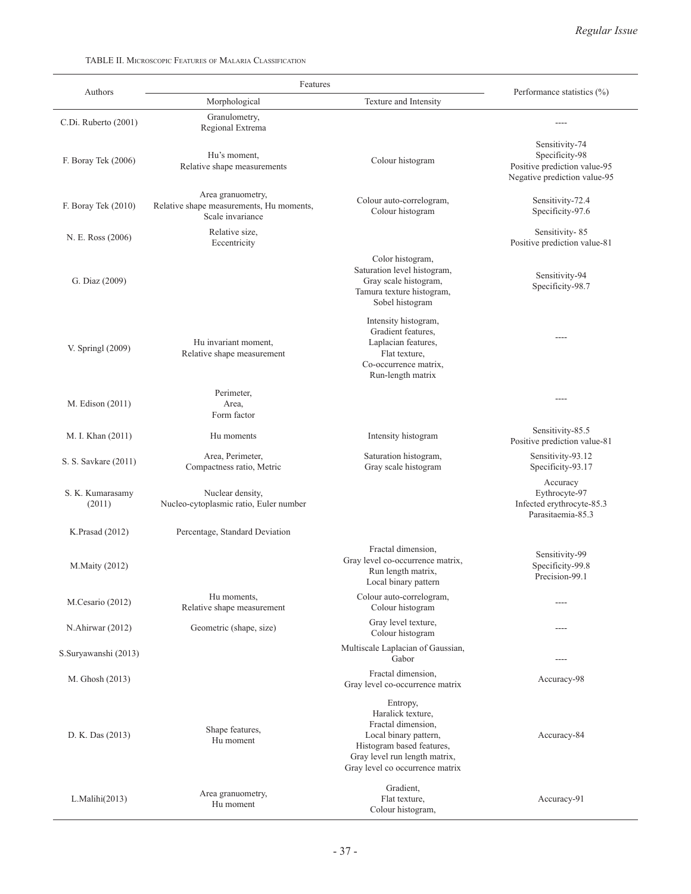TABLE II. Microscopic Features of Malaria Classification

| Authors | Features | | Performance statistics (%) |
|---|---|---|---|
| | Morphological | Texture and Intensity | |
| C.Di. Ruberto (2001) | Granulometry, Regional Extrema | | ---- |
| F. Boray Tek (2006) | Hu's moment, Relative shape measurements | Colour histogram | Sensitivity-74 Specificity-98 Positive prediction value-95 Negative prediction value-95 |
| F. Boray Tek (2010) | Area granuometry, Relative shape measurements, Hu moments, Scale invariance | Colour auto-correlogram, Colour histogram | Sensitivity-72.4 Specificity-97.6 |
| N. E. Ross (2006) | Relative size, Eccentricity | | Sensitivity- 85 Positive prediction value-81 |
| G. Diaz (2009) | | Color histogram, Saturation level histogram, Gray scale histogram, Tamura texture histogram, Sobel histogram | Sensitivity-94 Specificity-98.7 |
| V. Springl (2009) | Hu invariant moment, Relative shape measurement | Intensity histogram, Gradient features, Laplacian features, Flat texture, Co-occurrence matrix, Run-length matrix | ---- |
| M. Edison (2011) | Perimeter, Area, Form factor | | ---- |
| M. I. Khan (2011) | Hu moments | Intensity histogram | Sensitivity-85.5 Positive prediction value-81 |
| S. S. Savkare (2011) | Area, Perimeter, Compactness ratio, Metric | Saturation histogram, Gray scale histogram | Sensitivity-93.12 Specificity-93.17 |
| S. K. Kumarasamy (2011) | Nuclear density, Nucleo-cytoplasmic ratio, Euler number | | Accuracy Eythrocyte-97 Infected erythrocyte-85.3 Parasitaemia-85.3 |
| K.Prasad (2012) | Percentage, Standard Deviation | | |
| M.Maity (2012) | | Fractal dimension, Gray level co-occurrence matrix, Run length matrix, Local binary pattern | Sensitivity-99 Specificity-99.8 Precision-99.1 |
| M.Cesario (2012) | Hu moments, Relative shape measurement | Colour auto-correlogram, Colour histogram | ---- |
| N.Ahirwar (2012) | Geometric (shape, size) | Gray level texture, Colour histogram | ---- |
| S.Suryawanshi (2013) | | Multiscale Laplacian of Gaussian, Gabor | ---- |
| M. Ghosh (2013) | | Fractal dimension, Gray level co-occurrence matrix | Accuracy-98 |
| D. K. Das (2013) | Shape features, Hu moment | Entropy, Haralick texture, Fractal dimension, Local binary pattern, Histogram based features, Gray level run length matrix, Gray level co occurrence matrix | Accuracy-84 |
| L.Malihi(2013) | Area granuometry, Hu moment | Gradient, Flat texture, Colour histogram, | Accuracy-91 |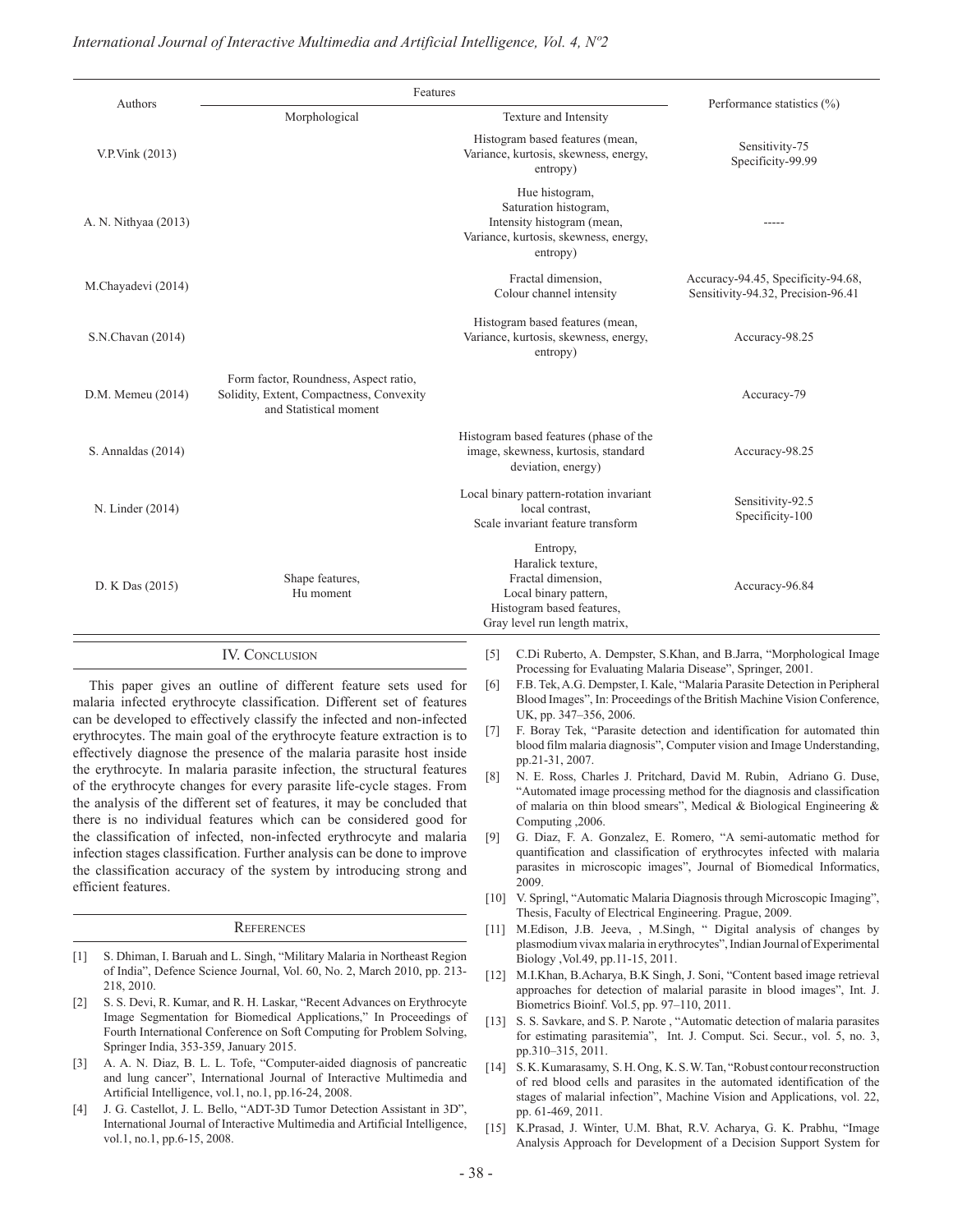| Authors | Features | | Performance statistics (%) |
|---|---|---|---|
| | Morphological | Texture and Intensity | |
| V.P.Vink (2013) | | Histogram based features (mean, Variance, kurtosis, skewness, energy, entropy) | Sensitivity-75 Specificity-99.99 |
| A. N. Nithyaa (2013) | | Hue histogram, Saturation histogram, Intensity histogram (mean, Variance, kurtosis, skewness, energy, entropy) | ----- |
| M.Chayadevi (2014) | | Fractal dimension, Colour channel intensity | Accuracy-94.45, Specificity-94.68, Sensitivity-94.32, Precision-96.41 |
| S.N.Chavan (2014) | | Histogram based features (mean, Variance, kurtosis, skewness, energy, entropy) | Accuracy-98.25 |
| D.M. Memeu (2014) | Form factor, Roundness, Aspect ratio, Solidity, Extent, Compactness, Convexity and Statistical moment | | Accuracy-79 |
| S. Annaldas (2014) | | Histogram based features (phase of the image, skewness, kurtosis, standard deviation, energy) | Accuracy-98.25 |
| N. Linder (2014) | | Local binary pattern-rotation invariant local contrast, Scale invariant feature transform | Sensitivity-92.5 Specificity-100 |
| D. K Das (2015) | Shape features, Hu moment | Entropy, Haralick texture, Fractal dimension, Local binary pattern, Histogram based features, Gray level run length matrix, | Accuracy-96.84 |

## IV. Conclusion

This paper gives an outline of different feature sets used for malaria infected erythrocyte classification. Different set of features can be developed to effectively classify the infected and non-infected erythrocytes. The main goal of the erythrocyte feature extraction is to effectively diagnose the presence of the malaria parasite host inside the erythrocyte. In malaria parasite infection, the structural features of the erythrocyte changes for every parasite life-cycle stages. From the analysis of the different set of features, it may be concluded that there is no individual features which can be considered good for the classification of infected, non-infected erythrocyte and malaria infection stages classification. Further analysis can be done to improve the classification accuracy of the system by introducing strong and efficient features.

## References

[1] S. Dhiman, I. Baruah and L. Singh, "Military Malaria in Northeast Region of India", Defence Science Journal, Vol. 60, No. 2, March 2010, pp. 213-218, 2010.

[2] S. S. Devi, R. Kumar, and R. H. Laskar, "Recent Advances on Erythrocyte Image Segmentation for Biomedical Applications," In Proceedings of Fourth International Conference on Soft Computing for Problem Solving, Springer India, 353-359, January 2015.

[3] A. A. N. Diaz, B. L. L. Tofe, "Computer-aided diagnosis of pancreatic and lung cancer", International Journal of Interactive Multimedia and Artificial Intelligence, vol.1, no.1, pp.16-24, 2008.

[4] J. G. Castellot, J. L. Bello, "ADT-3D Tumor Detection Assistant in 3D", International Journal of Interactive Multimedia and Artificial Intelligence, vol.1, no.1, pp.6-15, 2008.

[5] C.Di Ruberto, A. Dempster, S.Khan, and B.Jarra, "Morphological Image Processing for Evaluating Malaria Disease", Springer, 2001.

[6] F.B. Tek, A.G. Dempster, I. Kale, "Malaria Parasite Detection in Peripheral Blood Images", In: Proceedings of the British Machine Vision Conference, UK, pp. 347–356, 2006.

[7] F. Boray Tek, "Parasite detection and identification for automated thin blood film malaria diagnosis", Computer vision and Image Understanding, pp.21-31, 2007.

[8] N. E. Ross, Charles J. Pritchard, David M. Rubin, Adriano G. Duse, "Automated image processing method for the diagnosis and classification of malaria on thin blood smears", Medical & Biological Engineering & Computing ,2006.

[9] G. Diaz, F. A. Gonzalez, E. Romero, "A semi-automatic method for quantification and classification of erythrocytes infected with malaria parasites in microscopic images", Journal of Biomedical Informatics, 2009.

[10] V. Springl, "Automatic Malaria Diagnosis through Microscopic Imaging", Thesis, Faculty of Electrical Engineering. Prague, 2009.

[11] M.Edison, J.B. Jeeva, , M.Singh, " Digital analysis of changes by plasmodium vivax malaria in erythrocytes", Indian Journal of Experimental Biology ,Vol.49, pp.11-15, 2011.

[12] M.I.Khan, B.Acharya, B.K Singh, J. Soni, "Content based image retrieval approaches for detection of malarial parasite in blood images", Int. J. Biometrics Bioinf. Vol.5, pp. 97–110, 2011.

[13] S. S. Savkare, and S. P. Narote , "Automatic detection of malaria parasites for estimating parasitemia", Int. J. Comput. Sci. Secur., vol. 5, no. 3, pp.310–315, 2011.

[14] S. K. Kumarasamy, S. H. Ong, K. S. W. Tan, "Robust contour reconstruction of red blood cells and parasites in the automated identification of the stages of malarial infection", Machine Vision and Applications, vol. 22, pp. 61-469, 2011.

[15] K.Prasad, J. Winter, U.M. Bhat, R.V. Acharya, G. K. Prabhu, "Image Analysis Approach for Development of a Decision Support System for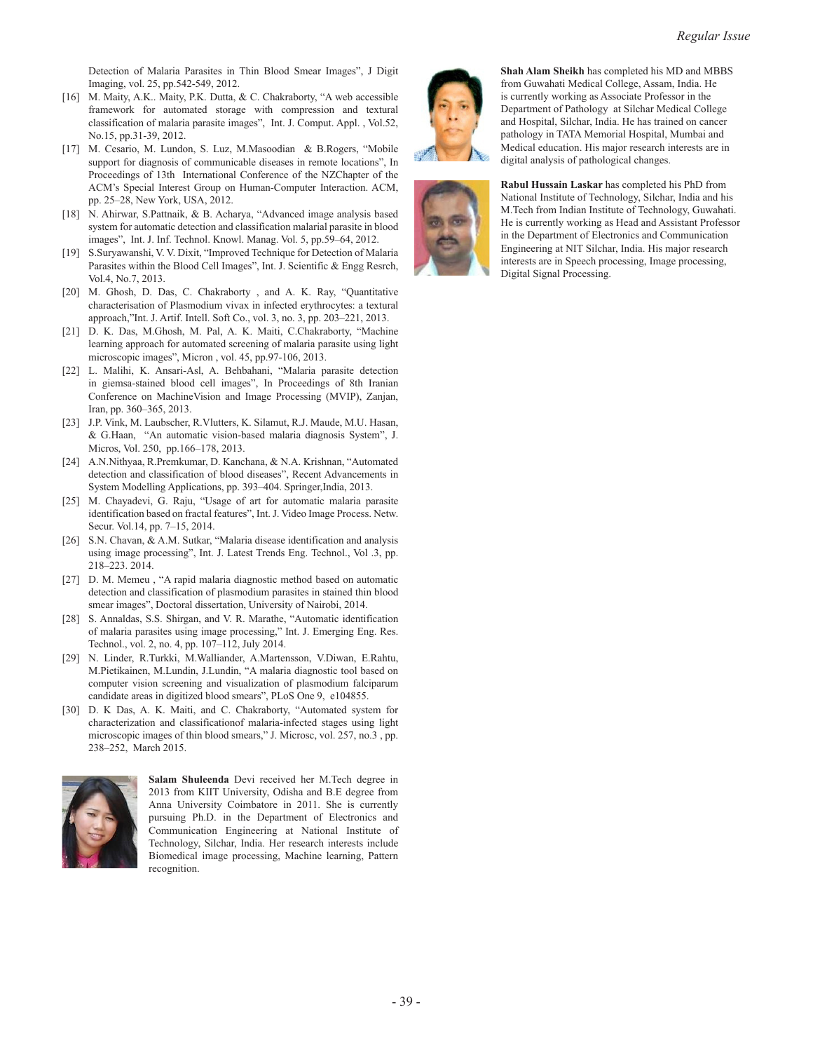Detection of Malaria Parasites in Thin Blood Smear Images", J Digit Imaging, vol. 25, pp.542-549, 2012.

[16] M. Maity, A.K.. Maity, P.K. Dutta, & C. Chakraborty, "A web accessible framework for automated storage with compression and textural classification of malaria parasite images", Int. J. Comput. Appl. , Vol.52, No.15, pp.31-39, 2012.

[17] M. Cesario, M. Lundon, S. Luz, M.Masoodian & B.Rogers, "Mobile support for diagnosis of communicable diseases in remote locations", In Proceedings of 13th International Conference of the NZChapter of the ACM's Special Interest Group on Human-Computer Interaction. ACM, pp. 25–28, New York, USA, 2012.

[18] N. Ahirwar, S.Pattnaik, & B. Acharya, "Advanced image analysis based system for automatic detection and classification malarial parasite in blood images", Int. J. Inf. Technol. Knowl. Manag. Vol. 5, pp.59–64, 2012.

[19] S.Suryawanshi, V. V. Dixit, "Improved Technique for Detection of Malaria Parasites within the Blood Cell Images", Int. J. Scientific & Engg Resrch, Vol.4, No.7, 2013.

[20] M. Ghosh, D. Das, C. Chakraborty , and A. K. Ray, "Quantitative characterisation of Plasmodium vivax in infected erythrocytes: a textural approach,"Int. J. Artif. Intell. Soft Co., vol. 3, no. 3, pp. 203–221, 2013.

[21] D. K. Das, M.Ghosh, M. Pal, A. K. Maiti, C.Chakraborty, "Machine learning approach for automated screening of malaria parasite using light microscopic images", Micron , vol. 45, pp.97-106, 2013.

[22] L. Malihi, K. Ansari-Asl, A. Behbahani, "Malaria parasite detection in giemsa-stained blood cell images", In Proceedings of 8th Iranian Conference on MachineVision and Image Processing (MVIP), Zanjan, Iran, pp. 360–365, 2013.

[23] J.P. Vink, M. Laubscher, R.Vlutters, K. Silamut, R.J. Maude, M.U. Hasan, & G.Haan, "An automatic vision-based malaria diagnosis System", J. Micros, Vol. 250, pp.166–178, 2013.

[24] A.N.Nithyaa, R.Premkumar, D. Kanchana, & N.A. Krishnan, "Automated detection and classification of blood diseases", Recent Advancements in System Modelling Applications, pp. 393–404. Springer,India, 2013.

[25] M. Chayadevi, G. Raju, "Usage of art for automatic malaria parasite identification based on fractal features", Int. J. Video Image Process. Netw. Secur. Vol.14, pp. 7–15, 2014.

[26] S.N. Chavan, & A.M. Sutkar, "Malaria disease identification and analysis using image processing", Int. J. Latest Trends Eng. Technol., Vol .3, pp. 218–223. 2014.

[27] D. M. Memeu , "A rapid malaria diagnostic method based on automatic detection and classification of plasmodium parasites in stained thin blood smear images", Doctoral dissertation, University of Nairobi, 2014.

[28] S. Annaldas, S.S. Shirgan, and V. R. Marathe, "Automatic identification of malaria parasites using image processing," Int. J. Emerging Eng. Res. Technol., vol. 2, no. 4, pp. 107–112, July 2014.

[29] N. Linder, R.Turkki, M.Walliander, A.Martensson, V.Diwan, E.Rahtu, M.Pietikainen, M.Lundin, J.Lundin, "A malaria diagnostic tool based on computer vision screening and visualization of plasmodium falciparum candidate areas in digitized blood smears", PLoS One 9, e104855.

[30] D. K Das, A. K. Maiti, and C. Chakraborty, "Automated system for characterization and classificationof malaria-infected stages using light microscopic images of thin blood smears," J. Microsc, vol. 257, no.3 , pp. 238–252, March 2015.

**Salam Shuleenda** Devi received her M.Tech degree in 2013 from KIIT University, Odisha and B.E degree from Anna University Coimbatore in 2011. She is currently pursuing Ph.D. in the Department of Electronics and Communication Engineering at National Institute of Technology, Silchar, India. Her research interests include Biomedical image processing, Machine learning, Pattern recognition.

**Shah Alam Sheikh** has completed his MD and MBBS from Guwahati Medical College, Assam, India. He is currently working as Associate Professor in the Department of Pathology at Silchar Medical College and Hospital, Silchar, India. He has trained on cancer pathology in TATA Memorial Hospital, Mumbai and Medical education. His major research interests are in digital analysis of pathological changes.

**Rabul Hussain Laskar** has completed his PhD from National Institute of Technology, Silchar, India and his M.Tech from Indian Institute of Technology, Guwahati. He is currently working as Head and Assistant Professor in the Department of Electronics and Communication Engineering at NIT Silchar, India. His major research interests are in Speech processing, Image processing, Digital Signal Processing.